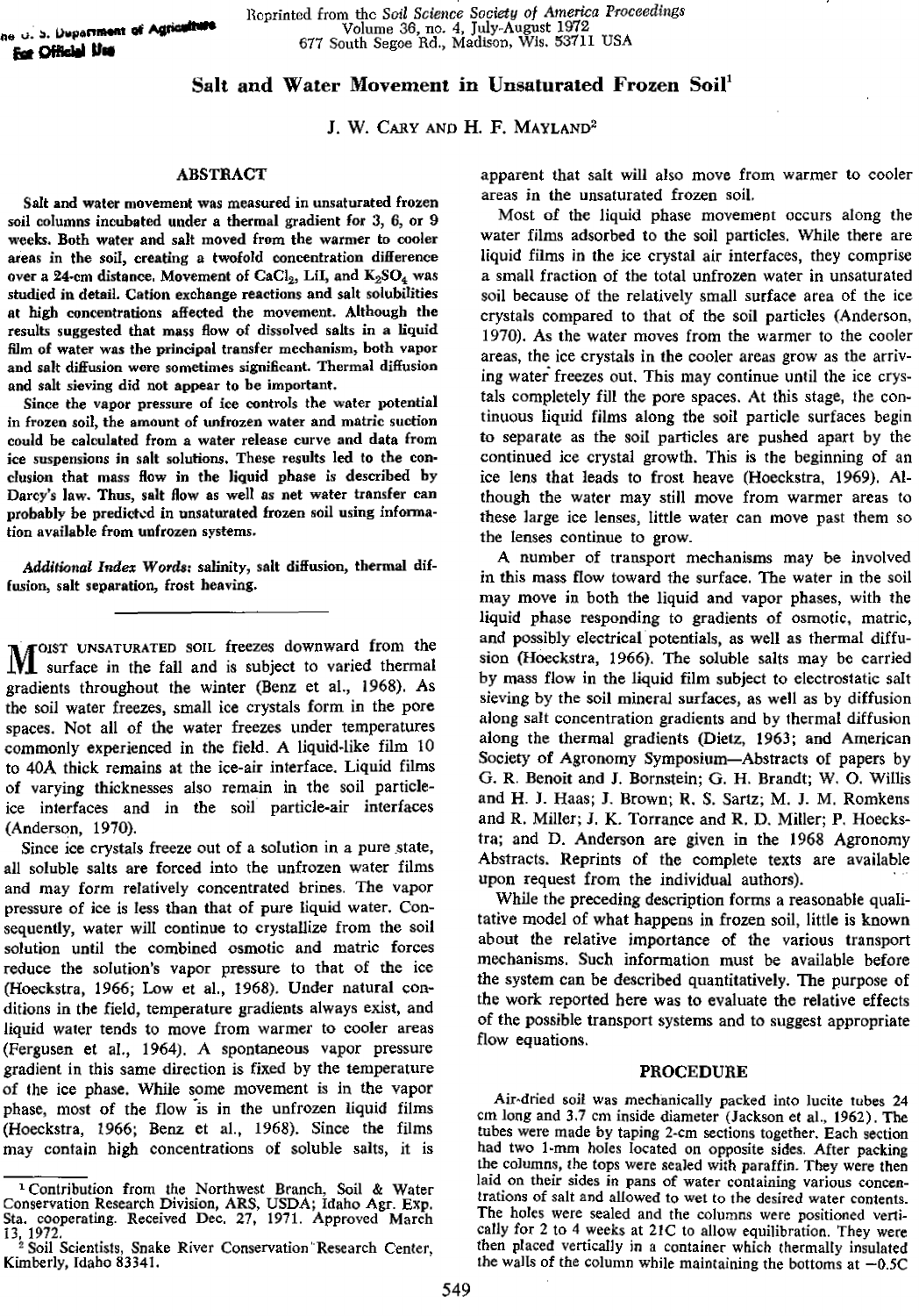Reprinted from the *Soil Science Society of America Proceedings*
Volume 36, no. 4, July-August 1972
677 South Segoe Rd., Madison, Wis. 53711 USA

The U. S. Department of Agriculture
For Official Use

# Salt and Water Movement in Unsaturated Frozen Soil[1]

J. W. CARY AND H. F. MAYLAND[2]

## ABSTRACT

Salt and water movement was measured in unsaturated frozen soil columns incubated under a thermal gradient for 3, 6, or 9 weeks. Both water and salt moved from the warmer to cooler areas in the soil, creating a twofold concentration difference over a 24-cm distance. Movement of $CaCl_2$, LiI, and $K_2SO_4$ was studied in detail. Cation exchange reactions and salt solubilities at high concentrations affected the movement. Although the results suggested that mass flow of dissolved salts in a liquid film of water was the principal transfer mechanism, both vapor and salt diffusion were sometimes significant. Thermal diffusion and salt sieving did not appear to be important.

Since the vapor pressure of ice controls the water potential in frozen soil, the amount of unfrozen water and matric suction could be calculated from a water release curve and data from ice suspensions in salt solutions. These results led to the conclusion that mass flow in the liquid phase is described by Darcy's law. Thus, salt flow as well as net water transfer can probably be predicted in unsaturated frozen soil using information available from unfrozen systems.

*Additional Index Words:* salinity, salt diffusion, thermal diffusion, salt separation, frost heaving.

---

MOIST UNSATURATED SOIL freezes downward from the surface in the fall and is subject to varied thermal gradients throughout the winter (Benz et al., 1968). As the soil water freezes, small ice crystals form in the pore spaces. Not all of the water freezes under temperatures commonly experienced in the field. A liquid-like film 10 to 40Å thick remains at the ice-air interface. Liquid films of varying thicknesses also remain in the soil particle-ice interfaces and in the soil particle-air interfaces (Anderson, 1970).

Since ice crystals freeze out of a solution in a pure state, all soluble salts are forced into the unfrozen water films and may form relatively concentrated brines. The vapor pressure of ice is less than that of pure liquid water. Consequently, water will continue to crystallize from the soil solution until the combined osmotic and matric forces reduce the solution's vapor pressure to that of the ice (Hoeckstra, 1966; Low et al., 1968). Under natural conditions in the field, temperature gradients always exist, and liquid water tends to move from warmer to cooler areas (Fergusen et al., 1964). A spontaneous vapor pressure gradient in this same direction is fixed by the temperature of the ice phase. While some movement is in the vapor phase, most of the flow is in the unfrozen liquid films (Hoeckstra, 1966; Benz et al., 1968). Since the films may contain high concentrations of soluble salts, it is apparent that salt will also move from warmer to cooler areas in the unsaturated frozen soil.

Most of the liquid phase movement occurs along the water films adsorbed to the soil particles. While there are liquid films in the ice crystal air interfaces, they comprise a small fraction of the total unfrozen water in unsaturated soil because of the relatively small surface area of the ice crystals compared to that of the soil particles (Anderson, 1970). As the water moves from the warmer to the cooler areas, the ice crystals in the cooler areas grow as the arriving water freezes out. This may continue until the ice crystals completely fill the pore spaces. At this stage, the continuous liquid films along the soil particle surfaces begin to separate as the soil particles are pushed apart by the continued ice crystal growth. This is the beginning of an ice lens that leads to frost heave (Hoeckstra, 1969). Although the water may still move from warmer areas to these large ice lenses, little water can move past them so the lenses continue to grow.

A number of transport mechanisms may be involved in this mass flow toward the surface. The water in the soil may move in both the liquid and vapor phases, with the liquid phase responding to gradients of osmotic, matric, and possibly electrical potentials, as well as thermal diffusion (Hoeckstra, 1966). The soluble salts may be carried by mass flow in the liquid film subject to electrostatic salt sieving by the soil mineral surfaces, as well as by diffusion along salt concentration gradients and by thermal diffusion along the thermal gradients (Dietz, 1963; and American Society of Agronomy Symposium—Abstracts of papers by G. R. Benoit and J. Bornstein; G. H. Brandt; W. O. Willis and H. J. Haas; J. Brown; R. S. Sartz; M. J. M. Romkens and R. Miller; J. K. Torrance and R. D. Miller; P. Hoeckstra; and D. Anderson are given in the 1968 Agronomy Abstracts. Reprints of the complete texts are available upon request from the individual authors).

While the preceding description forms a reasonable qualitative model of what happens in frozen soil, little is known about the relative importance of the various transport mechanisms. Such information must be available before the system can be described quantitatively. The purpose of the work reported here was to evaluate the relative effects of the possible transport systems and to suggest appropriate flow equations.

## PROCEDURE

Air-dried soil was mechanically packed into lucite tubes 24 cm long and 3.7 cm inside diameter (Jackson et al., 1962). The tubes were made by taping 2-cm sections together. Each section had two 1-mm holes located on opposite sides. After packing the columns, the tops were sealed with paraffin. They were then laid on their sides in pans of water containing various concentrations of salt and allowed to wet to the desired water contents. The holes were sealed and the columns were positioned vertically for 2 to 4 weeks at 21C to allow equilibration. They were then placed vertically in a container which thermally insulated the walls of the column while maintaining the bottoms at −0.5C

---

[1] Contribution from the Northwest Branch, Soil & Water Conservation Research Division, ARS, USDA; Idaho Agr. Exp. Sta. cooperating. Received Dec. 27, 1971. Approved March 13, 1972.

[2] Soil Scientists, Snake River Conservation Research Center, Kimberly, Idaho 83341.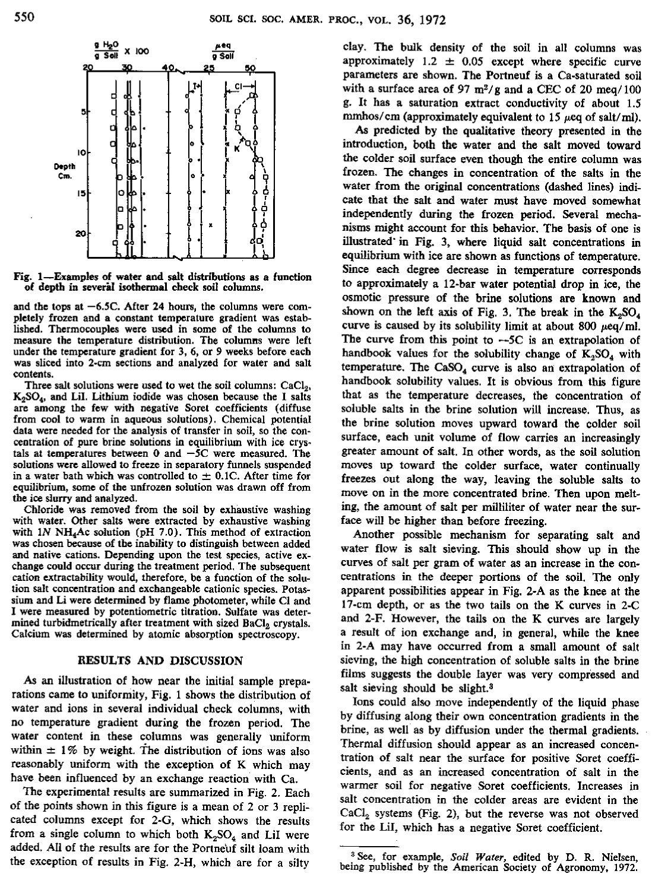Fig. 1—Examples of water and salt distributions as a function of depth in several isothermal check soil columns.

and the tops at −6.5C. After 24 hours, the columns were completely frozen and a constant temperature gradient was established. Thermocouples were used in some of the columns to measure the temperature distribution. The columns were left under the temperature gradient for 3, 6, or 9 weeks before each was sliced into 2-cm sections and analyzed for water and salt contents.

Three salt solutions were used to wet the soil columns: $CaCl_2$, $K_2SO_4$, and LiI. Lithium iodide was chosen because the I salts are among the few with negative Soret coefficients (diffuse from cool to warm in aqueous solutions). Chemical potential data were needed for the analysis of transfer in soil, so the concentration of pure brine solutions in equilibrium with ice crystals at temperatures between 0 and −5C were measured. The solutions were allowed to freeze in separatory funnels suspended in a water bath which was controlled to ± 0.1C. After time for equilibrium, some of the unfrozen solution was drawn off from the ice slurry and analyzed.

Chloride was removed from the soil by exhaustive washing with water. Other salts were extracted by exhaustive washing with 1*N* $NH_4Ac$ solution (pH 7.0). This method of extraction was chosen because of the inability to distinguish between added and native cations. Depending upon the test species, active exchange could occur during the treatment period. The subsequent cation extractability would, therefore, be a function of the solution salt concentration and exchangeable cationic species. Potassium and Li were determined by flame photometer, while Cl and I were measured by potentiometric titration. Sulfate was determined turbidmetrically after treatment with sized $BaCl_2$ crystals. Calcium was determined by atomic absorption spectroscopy.

## RESULTS AND DISCUSSION

As an illustration of how near the initial sample preparations came to uniformity, Fig. 1 shows the distribution of water and ions in several individual check columns, with no temperature gradient during the frozen period. The water content in these columns was generally uniform within ± 1% by weight. The distribution of ions was also reasonably uniform with the exception of K which may have been influenced by an exchange reaction with Ca.

The experimental results are summarized in Fig. 2. Each of the points shown in this figure is a mean of 2 or 3 replicated columns except for 2-G, which shows the results from a single column to which both $K_2SO_4$ and LiI were added. All of the results are for the Portneuf silt loam with the exception of results in Fig. 2-H, which are for a silty clay. The bulk density of the soil in all columns was approximately 1.2 ± 0.05 except where specific curve parameters are shown. The Portneuf is a Ca-saturated soil with a surface area of 97 $m^2/g$ and a CEC of 20 meq/100 g. It has a saturation extract conductivity of about 1.5 mmhos/cm (approximately equivalent to 15 $\mu$eq of salt/ml).

As predicted by the qualitative theory presented in the introduction, both the water and the salt moved toward the colder soil surface even though the entire column was frozen. The changes in concentration of the salts in the water from the original concentrations (dashed lines) indicate that the salt and water must have moved somewhat independently during the frozen period. Several mechanisms might account for this behavior. The basis of one is illustrated in Fig. 3, where liquid salt concentrations in equilibrium with ice are shown as functions of temperature. Since each degree decrease in temperature corresponds to approximately a 12-bar water potential drop in ice, the osmotic pressure of the brine solutions are known and shown on the left axis of Fig. 3. The break in the $K_2SO_4$ curve is caused by its solubility limit at about 800 $\mu$eq/ml. The curve from this point to −5C is an extrapolation of handbook values for the solubility change of $K_2SO_4$ with temperature. The $CaSO_4$ curve is also an extrapolation of handbook solubility values. It is obvious from this figure that as the temperature decreases, the concentration of soluble salts in the brine solution will increase. Thus, as the brine solution moves upward toward the colder soil surface, each unit volume of flow carries an increasingly greater amount of salt. In other words, as the soil solution moves up toward the colder surface, water continually freezes out along the way, leaving the soluble salts to move on in the more concentrated brine. Then upon melting, the amount of salt per milliliter of water near the surface will be higher than before freezing.

Another possible mechanism for separating salt and water flow is salt sieving. This should show up in the curves of salt per gram of water as an increase in the concentrations in the deeper portions of the soil. The only apparent possibilities appear in Fig. 2-A as the knee at the 17-cm depth, or as the two tails on the K curves in 2-C and 2-F. However, the tails on the K curves are largely a result of ion exchange and, in general, while the knee in 2-A may have occurred from a small amount of salt sieving, the high concentration of soluble salts in the brine films suggests the double layer was very compressed and salt sieving should be slight.[3]

Ions could also move independently of the liquid phase by diffusing along their own concentration gradients in the brine, as well as by diffusion under the thermal gradients. Thermal diffusion should appear as an increased concentration of salt near the surface for positive Soret coefficients, and as an increased concentration of salt in the warmer soil for negative Soret coefficients. Increases in salt concentration in the colder areas are evident in the $CaCl_2$ systems (Fig. 2), but the reverse was not observed for the LiI, which has a negative Soret coefficient.

[3] See, for example, *Soil Water*, edited by D. R. Nielsen, being published by the American Society of Agronomy, 1972.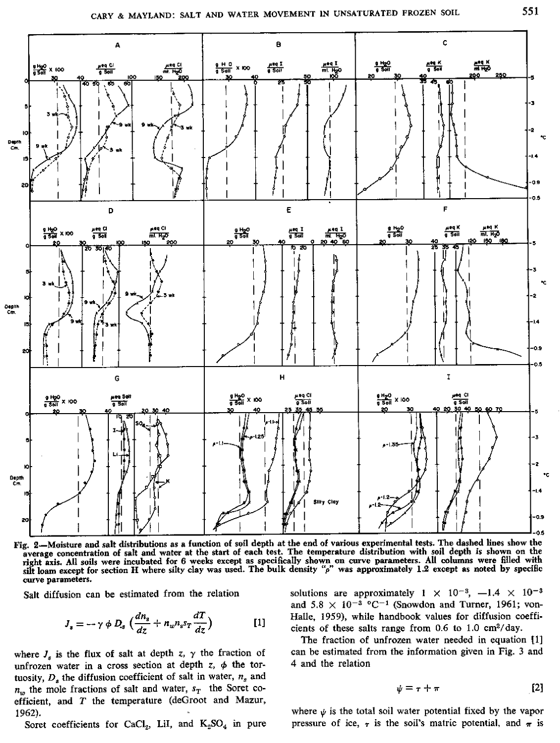Fig. 2—Moisture and salt distributions as a function of soil depth at the end of various experimental tests. The dashed lines show the average concentration of salt and water at the start of each test. The temperature distribution with soil depth is shown on the right axis. All soils were incubated for 6 weeks except as specifically shown on curve parameters. All columns were filled with silt loam except for section H where silty clay was used. The bulk density "$\rho$" was approximately 1.2 except as noted by specific curve parameters.

Salt diffusion can be estimated from the relation

$$J_s = -\gamma \phi D_s \left(\frac{dn_s}{dz} + n_w n_s s_T \frac{dT}{dz}\right) \quad [1]$$

where $J_s$ is the flux of salt at depth $z$, $\gamma$ the fraction of unfrozen water in a cross section at depth $z$, $\phi$ the tortuosity, $D_s$ the diffusion coefficient of salt in water, $n_s$ and $n_w$ the mole fractions of salt and water, $s_T$ the Soret coefficient, and $T$ the temperature (deGroot and Mazur, 1962).

Soret coefficients for $CaCl_2$, LiI, and $K_2SO_4$ in pure solutions are approximately $1 \times 10^{-3}$, $-1.4 \times 10^{-3}$ and $5.8 \times 10^{-3}$ °C$^{-1}$ (Snowdon and Turner, 1961; von-Halle, 1959), while handbook values for diffusion coefficients of these salts range from 0.6 to 1.0 cm²/day.

The fraction of unfrozen water needed in equation [1] can be estimated from the information given in Fig. 3 and 4 and the relation

$$\psi = \tau + \pi \quad [2]$$

where $\psi$ is the total soil water potential fixed by the vapor pressure of ice, $\tau$ is the soil's matric potential, and $\pi$ is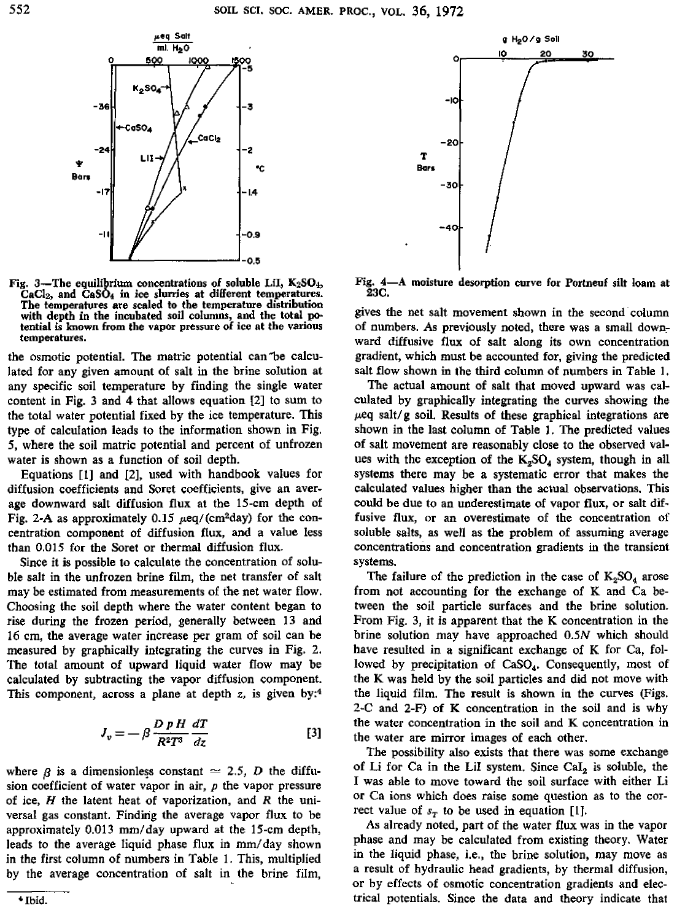Fig. 3—The equilibrium concentrations of soluble LiI, $K_2SO_4$, $CaCl_2$, and $CaSO_4$ in ice slurries at different temperatures. The temperatures are scaled to the temperature distribution with depth in the incubated soil columns, and the total potential is known from the vapor pressure of ice at the various temperatures.

Fig. 4—A moisture desorption curve for Portneuf silt loam at 23C.

the osmotic potential. The matric potential can be calculated for any given amount of salt in the brine solution at any specific soil temperature by finding the single water content in Fig. 3 and 4 that allows equation [2] to sum to the total water potential fixed by the ice temperature. This type of calculation leads to the information shown in Fig. 5, where the soil matric potential and percent of unfrozen water is shown as a function of soil depth.

Equations [1] and [2], used with handbook values for diffusion coefficients and Soret coefficients, give an average downward salt diffusion flux at the 15-cm depth of Fig. 2-A as approximately 0.15 $\mu$eq/(cm$^2$day) for the concentration component of diffusion flux, and a value less than 0.015 for the Soret or thermal diffusion flux.

Since it is possible to calculate the concentration of soluble salt in the unfrozen brine film, the net transfer of salt may be estimated from measurements of the net water flow. Choosing the soil depth where the water content began to rise during the frozen period, generally between 13 and 16 cm, the average water increase per gram of soil can be measured by graphically integrating the curves in Fig. 2. The total amount of upward liquid water flow may be calculated by subtracting the vapor diffusion component. This component, across a plane at depth $z$, is given by:[4]

$$J_v = -\beta \frac{D\,p\,H}{R^2T^3}\frac{dT}{dz} \qquad [3]$$

where $\beta$ is a dimensionless constant $\simeq$ 2.5, $D$ the diffusion coefficient of water vapor in air, $p$ the vapor pressure of ice, $H$ the latent heat of vaporization, and $R$ the universal gas constant. Finding the average vapor flux to be approximately 0.013 mm/day upward at the 15-cm depth, leads to the average liquid phase flux in mm/day shown in the first column of numbers in Table 1. This, multiplied by the average concentration of salt in the brine film, gives the net salt movement shown in the second column of numbers. As previously noted, there was a small downward diffusive flux of salt along its own concentration gradient, which must be accounted for, giving the predicted salt flow shown in the third column of numbers in Table 1.

The actual amount of salt that moved upward was calculated by graphically integrating the curves showing the $\mu$eq salt/g soil. Results of these graphical integrations are shown in the last column of Table 1. The predicted values of salt movement are reasonably close to the observed values with the exception of the $K_2SO_4$ system, though in all systems there may be a systematic error that makes the calculated values higher than the actual observations. This could be due to an underestimate of vapor flux, or salt diffusive flux, or an overestimate of the concentration of soluble salts, as well as the problem of assuming average concentrations and concentration gradients in the transient systems.

The failure of the prediction in the case of $K_2SO_4$ arose from not accounting for the exchange of K and Ca between the soil particle surfaces and the brine solution. From Fig. 3, it is apparent that the K concentration in the brine solution may have approached 0.5$N$ which should have resulted in a significant exchange of K for Ca, followed by precipitation of $CaSO_4$. Consequently, most of the K was held by the soil particles and did not move with the liquid film. The result is shown in the curves (Figs. 2-C and 2-F) of K concentration in the soil and is why the water concentration in the soil and K concentration in the water are mirror images of each other.

The possibility also exists that there was some exchange of Li for Ca in the LiI system. Since $CaI_2$ is soluble, the I was able to move toward the soil surface with either Li or Ca ions which does raise some question as to the correct value of $s_T$ to be used in equation [1].

As already noted, part of the water flux was in the vapor phase and may be calculated from existing theory. Water in the liquid phase, i.e., the brine solution, may move as a result of hydraulic head gradients, by thermal diffusion, or by effects of osmotic concentration gradients and electrical potentials. Since the data and theory indicate that

[4] Ibid.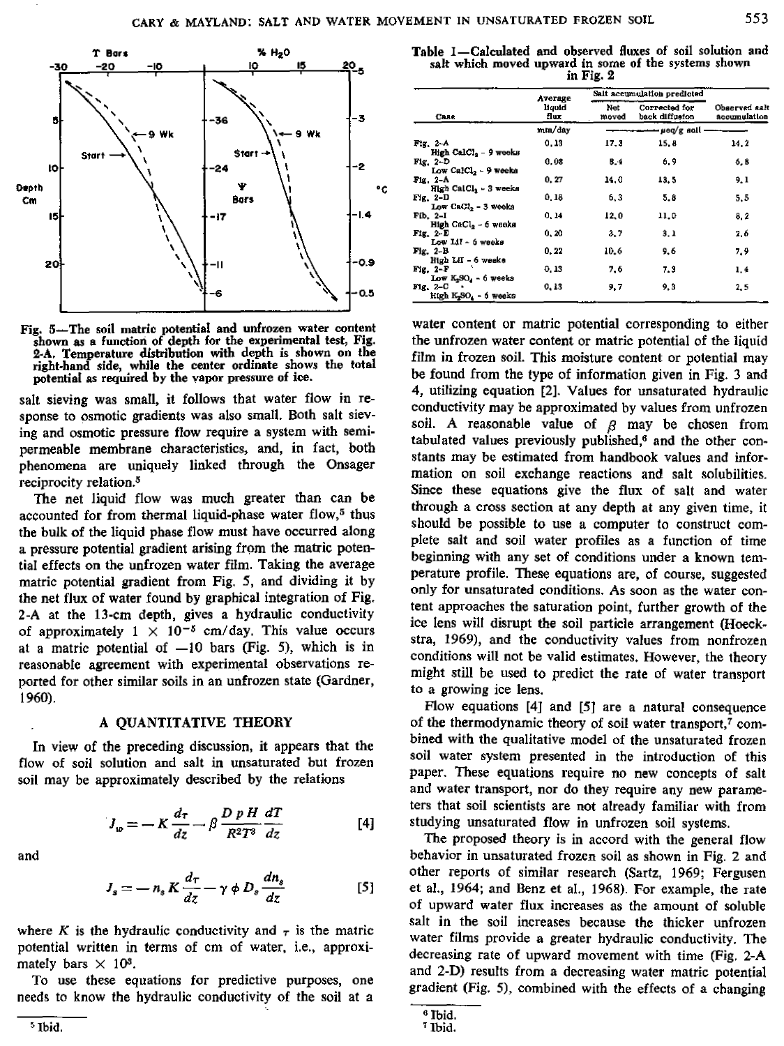Fig. 5—The soil matric potential and unfrozen water content shown as a function of depth for the experimental test, Fig. 2-A. Temperature distribution with depth is shown on the right-hand side, while the center ordinate shows the total potential as required by the vapor pressure of ice.

salt sieving was small, it follows that water flow in response to osmotic gradients was also small. Both salt sieving and osmotic pressure flow require a system with semi-permeable membrane characteristics, and, in fact, both phenomena are uniquely linked through the Onsager reciprocity relation.[5]

The net liquid flow was much greater than can be accounted for from thermal liquid-phase water flow,[5] thus the bulk of the liquid phase flow must have occurred along a pressure potential gradient arising from the matric potential effects on the unfrozen water film. Taking the average matric potential gradient from Fig. 5, and dividing it by the net flux of water found by graphical integration of Fig. 2-A at the 13-cm depth, gives a hydraulic conductivity of approximately $1 \times 10^{-5}$ cm/day. This value occurs at a matric potential of —10 bars (Fig. 5), which is in reasonable agreement with experimental observations reported for other similar soils in an unfrozen state (Gardner, 1960).

## A QUANTITATIVE THEORY

In view of the preceding discussion, it appears that the flow of soil solution and salt in unsaturated but frozen soil may be approximately described by the relations

$$J_w = -K\frac{d\tau}{dz} - \beta\frac{D\,p\,H}{R^2T^3}\frac{dT}{dz} \qquad [4]$$

and

$$J_s = -n_s K\frac{d\tau}{dz} - \gamma\,\phi\,D_s\frac{dn_s}{dz} \qquad [5]$$

where $K$ is the hydraulic conductivity and $\tau$ is the matric potential written in terms of cm of water, i.e., approximately bars $\times 10^3$.

To use these equations for predictive purposes, one needs to know the hydraulic conductivity of the soil at a

[5] Ibid.

Table 1—Calculated and observed fluxes of soil solution and salt which moved upward in some of the systems shown in Fig. 2

| Case | Average liquid flux | Salt accumulation predicted | | Observed salt accumulation |
|---|---|---|---|---|
| | | Net moved | Corrected for back diffusion | |
| | mm/day | ——— μeq/g soil ——— | | |
| Fig. 2-A High $CaCl_2$ - 9 weeks | 0.13 | 17.3 | 15.8 | 14.2 |
| Fig. 2-D Low $CaCl_2$ - 9 weeks | 0.08 | 8.4 | 6.9 | 6.8 |
| Fig. 2-A High $CaCl_2$ - 3 weeks | 0.27 | 14.0 | 13.5 | 9.1 |
| Fig. 2-D Low $CaCl_2$ - 3 weeks | 0.18 | 6.3 | 5.8 | 5.5 |
| Fig. 2-I High $CaCl_2$ - 6 weeks | 0.14 | 12.0 | 11.0 | 8.2 |
| Fig. 2-E Low LiI - 6 weeks | 0.20 | 3.7 | 3.1 | 2.6 |
| Fig. 2-B High LiI - 6 weeks | 0.22 | 10.6 | 9.6 | 7.9 |
| Fig. 2-F Low $K_2SO_4$ - 6 weeks | 0.13 | 7.6 | 7.3 | 1.4 |
| Fig. 2-C High $K_2SO_4$ - 6 weeks | 0.13 | 9.7 | 9.3 | 2.5 |

water content or matric potential corresponding to either the unfrozen water content or matric potential of the liquid film in frozen soil. This moisture content or potential may be found from the type of information given in Fig. 3 and 4, utilizing equation [2]. Values for unsaturated hydraulic conductivity may be approximated by values from unfrozen soil. A reasonable value of $\beta$ may be chosen from tabulated values previously published,[6] and the other constants may be estimated from handbook values and information on soil exchange reactions and salt solubilities. Since these equations give the flux of salt and water through a cross section at any depth at any given time, it should be possible to use a computer to construct complete salt and soil water profiles as a function of time beginning with any set of conditions under a known temperature profile. These equations are, of course, suggested only for unsaturated conditions. As soon as the water content approaches the saturation point, further growth of the ice lens will disrupt the soil particle arrangement (Hoeckstra, 1969), and the conductivity values from nonfrozen conditions will not be valid estimates. However, the theory might still be used to predict the rate of water transport to a growing ice lens.

Flow equations [4] and [5] are a natural consequence of the thermodynamic theory of soil water transport,[7] combined with the qualitative model of the unsaturated frozen soil water system presented in the introduction of this paper. These equations require no new concepts of salt and water transport, nor do they require any new parameters that soil scientists are not already familiar with from studying unsaturated flow in unfrozen soil systems.

The proposed theory is in accord with the general flow behavior in unsaturated frozen soil as shown in Fig. 2 and other reports of similar research (Sartz, 1969; Fergusen et al., 1964; and Benz et al., 1968). For example, the rate of upward water flux increases as the amount of soluble salt in the soil increases because the thicker unfrozen water films provide a greater hydraulic conductivity. The decreasing rate of upward movement with time (Fig. 2-A and 2-D) results from a decreasing water matric potential gradient (Fig. 5), combined with the effects of a changing

[6] Ibid.
[7] Ibid.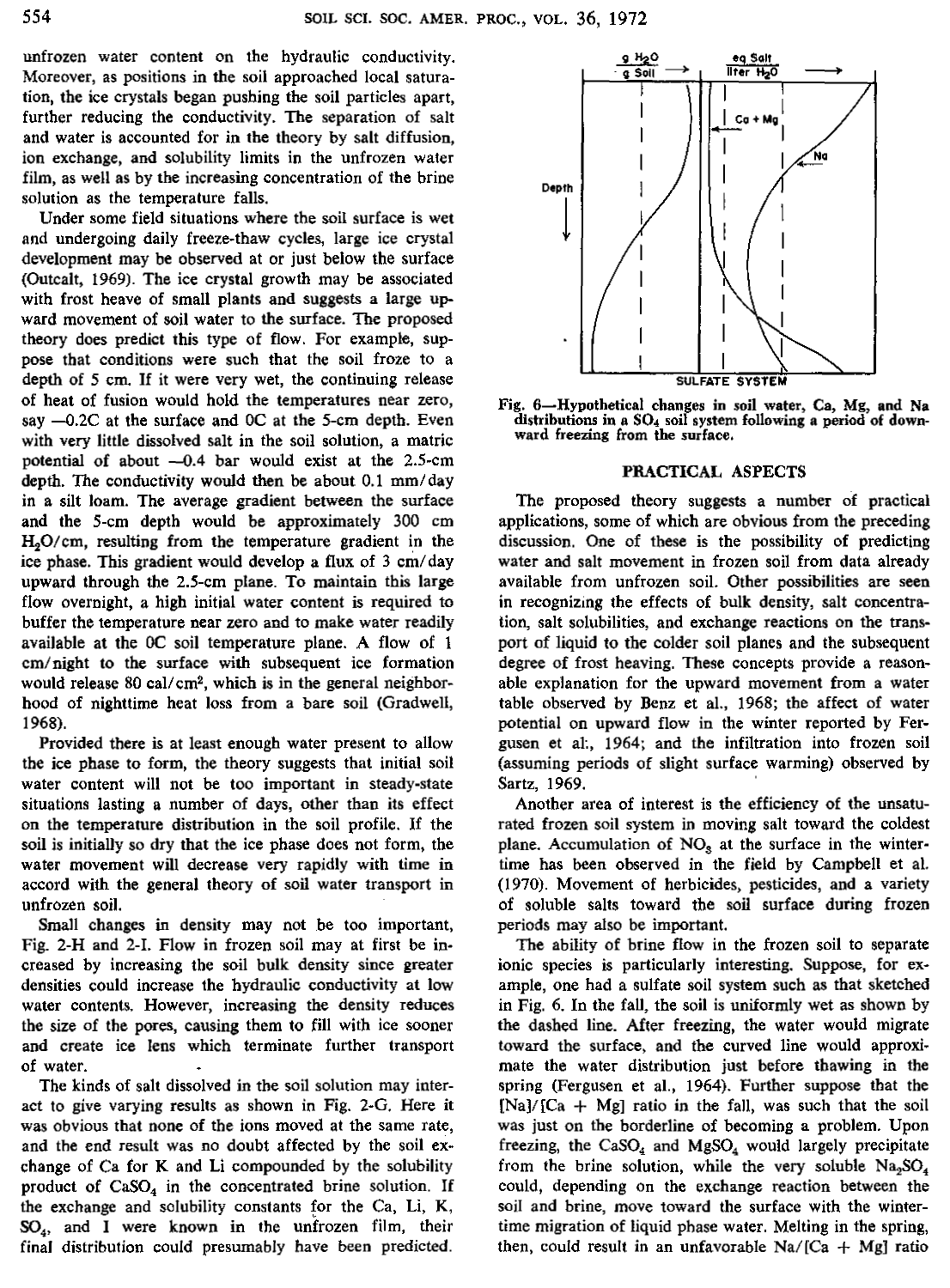unfrozen water content on the hydraulic conductivity. Moreover, as positions in the soil approached local saturation, the ice crystals began pushing the soil particles apart, further reducing the conductivity. The separation of salt and water is accounted for in the theory by salt diffusion, ion exchange, and solubility limits in the unfrozen water film, as well as by the increasing concentration of the brine solution as the temperature falls.

Under some field situations where the soil surface is wet and undergoing daily freeze-thaw cycles, large ice crystal development may be observed at or just below the surface (Outcalt, 1969). The ice crystal growth may be associated with frost heave of small plants and suggests a large upward movement of soil water to the surface. The proposed theory does predict this type of flow. For example, suppose that conditions were such that the soil froze to a depth of 5 cm. If it were very wet, the continuing release of heat of fusion would hold the temperatures near zero, say —0.2C at the surface and 0C at the 5-cm depth. Even with very little dissolved salt in the soil solution, a matric potential of about —0.4 bar would exist at the 2.5-cm depth. The conductivity would then be about 0.1 mm/day in a silt loam. The average gradient between the surface and the 5-cm depth would be approximately 300 cm $H_2O$/cm, resulting from the temperature gradient in the ice phase. This gradient would develop a flux of 3 cm/day upward through the 2.5-cm plane. To maintain this large flow overnight, a high initial water content is required to buffer the temperature near zero and to make water readily available at the 0C soil temperature plane. A flow of 1 cm/night to the surface with subsequent ice formation would release 80 cal/cm$^2$, which is in the general neighborhood of nighttime heat loss from a bare soil (Gradwell, 1968).

Provided there is at least enough water present to allow the ice phase to form, the theory suggests that initial soil water content will not be too important in steady-state situations lasting a number of days, other than its effect on the temperature distribution in the soil profile. If the soil is initially so dry that the ice phase does not form, the water movement will decrease very rapidly with time in accord with the general theory of soil water transport in unfrozen soil.

Small changes in density may not be too important, Fig. 2-H and 2-I. Flow in frozen soil may at first be increased by increasing the soil bulk density since greater densities could increase the hydraulic conductivity at low water contents. However, increasing the density reduces the size of the pores, causing them to fill with ice sooner and create ice lens which terminate further transport of water.

The kinds of salt dissolved in the soil solution may interact to give varying results as shown in Fig. 2-G. Here it was obvious that none of the ions moved at the same rate, and the end result was no doubt affected by the soil exchange of Ca for K and Li compounded by the solubility product of $CaSO_4$ in the concentrated brine solution. If the exchange and solubility constants for the Ca, Li, K, $SO_4$, and I were known in the unfrozen film, their final distribution could presumably have been predicted.

Fig. 6—Hypothetical changes in soil water, Ca, Mg, and Na distributions in a $SO_4$ soil system following a period of downward freezing from the surface.

## PRACTICAL ASPECTS

The proposed theory suggests a number of practical applications, some of which are obvious from the preceding discussion. One of these is the possibility of predicting water and salt movement in frozen soil from data already available from unfrozen soil. Other possibilities are seen in recognizing the effects of bulk density, salt concentration, salt solubilities, and exchange reactions on the transport of liquid to the colder soil planes and the subsequent degree of frost heaving. These concepts provide a reasonable explanation for the upward movement from a water table observed by Benz et al., 1968; the affect of water potential on upward flow in the winter reported by Fergusen et al., 1964; and the infiltration into frozen soil (assuming periods of slight surface warming) observed by Sartz, 1969.

Another area of interest is the efficiency of the unsaturated frozen soil system in moving salt toward the coldest plane. Accumulation of $NO_3$ at the surface in the wintertime has been observed in the field by Campbell et al. (1970). Movement of herbicides, pesticides, and a variety of soluble salts toward the soil surface during frozen periods may also be important.

The ability of brine flow in the frozen soil to separate ionic species is particularly interesting. Suppose, for example, one had a sulfate soil system such as that sketched in Fig. 6. In the fall, the soil is uniformly wet as shown by the dashed line. After freezing, the water would migrate toward the surface, and the curved line would approximate the water distribution just before thawing in the spring (Fergusen et al., 1964). Further suppose that the [Na]/[Ca + Mg] ratio in the fall, was such that the soil was just on the borderline of becoming a problem. Upon freezing, the $CaSO_4$ and $MgSO_4$ would largely precipitate from the brine solution, while the very soluble $Na_2SO_4$ could, depending on the exchange reaction between the soil and brine, move toward the surface with the wintertime migration of liquid phase water. Melting in the spring, then, could result in an unfavorable Na/[Ca + Mg] ratio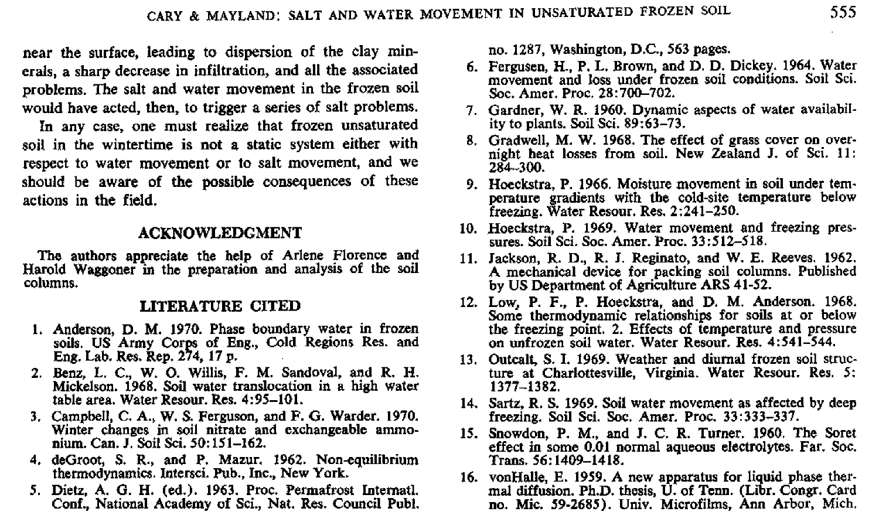near the surface, leading to dispersion of the clay minerals, a sharp decrease in infiltration, and all the associated problems. The salt and water movement in the frozen soil would have acted, then, to trigger a series of salt problems.

In any case, one must realize that frozen unsaturated soil in the wintertime is not a static system either with respect to water movement or to salt movement, and we should be aware of the possible consequences of these actions in the field.

## ACKNOWLEDGMENT

The authors appreciate the help of Arlene Florence and Harold Waggoner in the preparation and analysis of the soil columns.

## LITERATURE CITED

1. Anderson, D. M. 1970. Phase boundary water in frozen soils. US Army Corps of Eng., Cold Regions Res. and Eng. Lab. Res. Rep. 274, 17 p.
2. Benz, L. C., W. O. Willis, F. M. Sandoval, and R. H. Mickelson. 1968. Soil water translocation in a high water table area. Water Resour. Res. 4:95–101.
3. Campbell, C. A., W. S. Ferguson, and F. G. Warder. 1970. Winter changes in soil nitrate and exchangeable ammonium. Can. J. Soil Sci. 50:151–162.
4. deGroot, S. R., and P. Mazur. 1962. Non-equilibrium thermodynamics. Intersci. Pub., Inc., New York.
5. Dietz, A. G. H. (ed.). 1963. Proc. Permafrost Internatl. Conf., National Academy of Sci., Nat. Res. Council Publ. no. 1287, Washington, D.C., 563 pages.
6. Fergusen, H., P. L. Brown, and D. D. Dickey. 1964. Water movement and loss under frozen soil conditions. Soil Sci. Soc. Amer. Proc. 28:700–702.
7. Gardner, W. R. 1960. Dynamic aspects of water availability to plants. Soil Sci. 89:63–73.
8. Gradwell, M. W. 1968. The effect of grass cover on overnight heat losses from soil. New Zealand J. of Sci. 11: 284–300.
9. Hoeckstra, P. 1966. Moisture movement in soil under temperature gradients with the cold-site temperature below freezing. Water Resour. Res. 2:241–250.
10. Hoeckstra, P. 1969. Water movement and freezing pressures. Soil Sci. Soc. Amer. Proc. 33:512–518.
11. Jackson, R. D., R. J. Reginato, and W. E. Reeves. 1962. A mechanical device for packing soil columns. Published by US Department of Agriculture ARS 41-52.
12. Low, P. F., P. Hoeckstra, and D. M. Anderson. 1968. Some thermodynamic relationships for soils at or below the freezing point. 2. Effects of temperature and pressure on unfrozen soil water. Water Resour. Res. 4:541–544.
13. Outcalt, S. I. 1969. Weather and diurnal frozen soil structure at Charlottesville, Virginia. Water Resour. Res. 5: 1377–1382.
14. Sartz, R. S. 1969. Soil water movement as affected by deep freezing. Soil Sci. Soc. Amer. Proc. 33:333–337.
15. Snowdon, P. M., and J. C. R. Turner. 1960. The Soret effect in some 0.01 normal aqueous electrolytes. Far. Soc. Trans. 56:1409–1418.
16. vonHalle, E. 1959. A new apparatus for liquid phase thermal diffusion. Ph.D. thesis, U. of Tenn. (Libr. Congr. Card no. Mic. 59-2685). Univ. Microfilms, Ann Arbor, Mich.